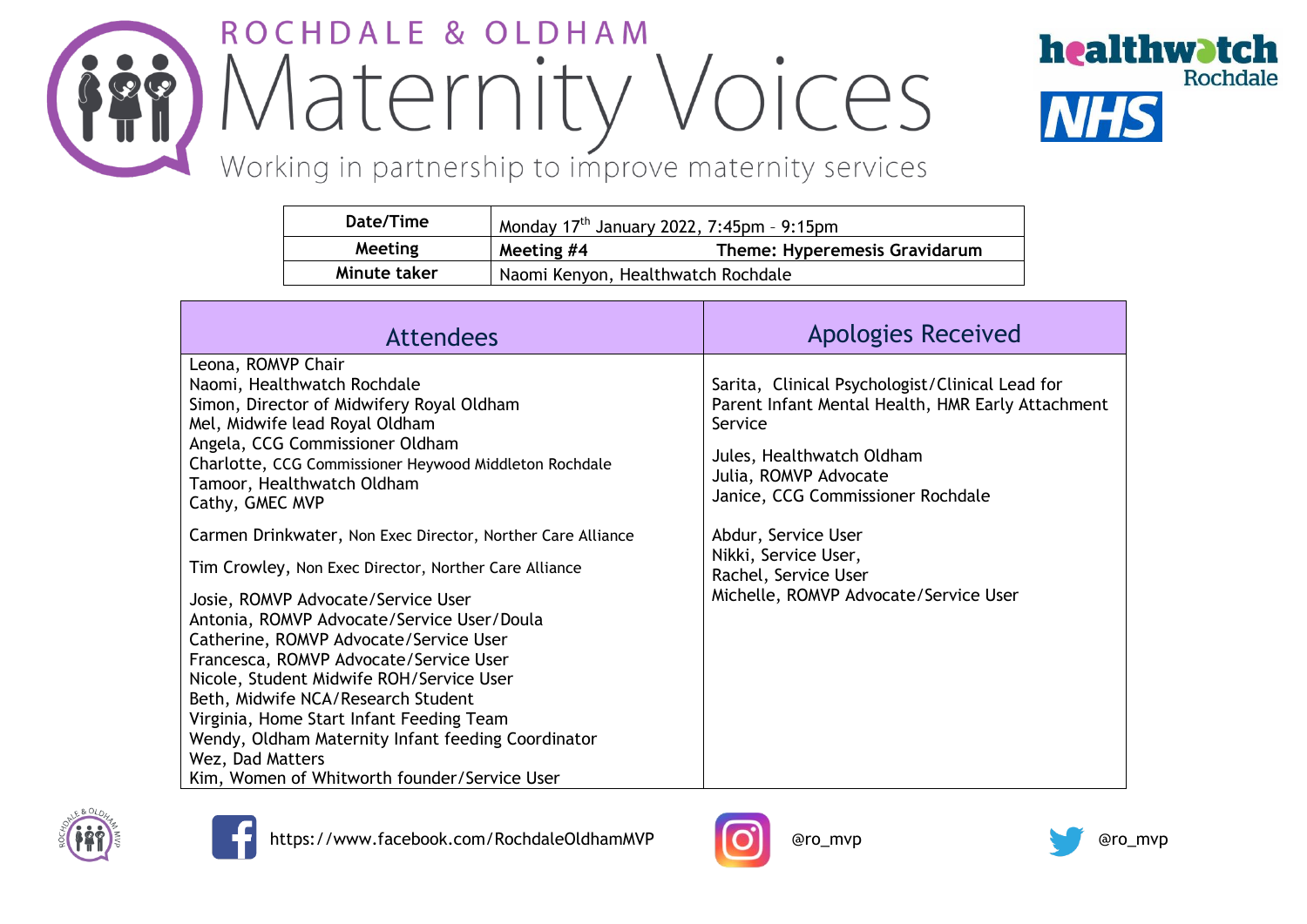# ROCHDALE & OLDHAM Maternity Voices

Working in partnership to improve maternity services

healthwatch Rochdale

NHS

| Date/Time | Monday 17th January 2022, 7:45pm – 9:15pm |
|---|---|
| Meeting | Meeting #4 — Theme: Hyperemesis Gravidarum |
| Minute taker | Naomi Kenyon, Healthwatch Rochdale |

| Attendees | Apologies Received |
|---|---|
| Leona, ROMVP Chair<br>Naomi, Healthwatch Rochdale<br>Simon, Director of Midwifery Royal Oldham<br>Mel, Midwife lead Royal Oldham<br>Angela, CCG Commissioner Oldham<br>Charlotte, CCG Commissioner Heywood Middleton Rochdale<br>Tamoor, Healthwatch Oldham<br>Cathy, GMEC MVP<br><br>Carmen Drinkwater, Non Exec Director, Norther Care Alliance<br><br>Tim Crowley, Non Exec Director, Norther Care Alliance<br><br>Josie, ROMVP Advocate/Service User<br>Antonia, ROMVP Advocate/Service User/Doula<br>Catherine, ROMVP Advocate/Service User<br>Francesca, ROMVP Advocate/Service User<br>Nicole, Student Midwife ROH/Service User<br>Beth, Midwife NCA/Research Student<br>Virginia, Home Start Infant Feeding Team<br>Wendy, Oldham Maternity Infant feeding Coordinator<br>Wez, Dad Matters<br>Kim, Women of Whitworth founder/Service User | Sarita, Clinical Psychologist/Clinical Lead for Parent Infant Mental Health, HMR Early Attachment Service<br><br>Jules, Healthwatch Oldham<br>Julia, ROMVP Advocate<br>Janice, CCG Commissioner Rochdale<br><br>Abdur, Service User<br>Nikki, Service User,<br>Rachel, Service User<br>Michelle, ROMVP Advocate/Service User |

https://www.facebook.com/RochdaleOldhamMVP

@ro_mvp

@ro_mvp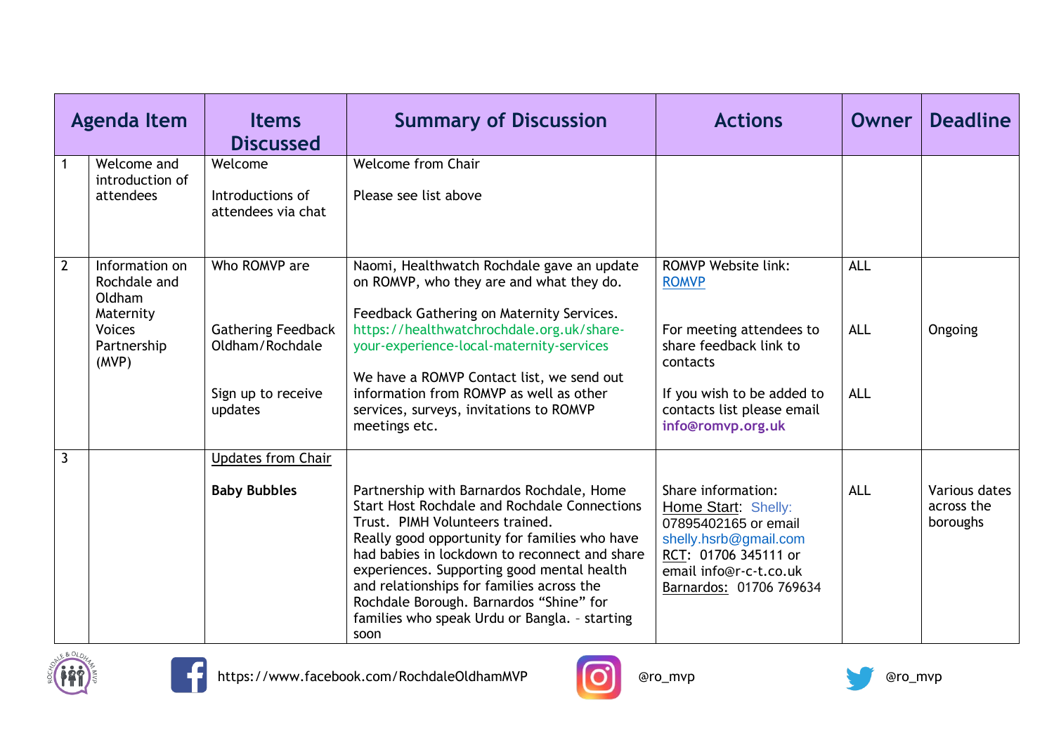| Agenda Item | | Items Discussed | Summary of Discussion | Actions | Owner | Deadline |
|---|---|---|---|---|---|---|
| 1 | Welcome and introduction of attendees | Welcome<br><br>Introductions of attendees via chat | Welcome from Chair<br><br>Please see list above | | | |
| 2 | Information on Rochdale and Oldham Maternity Voices Partnership (MVP) | Who ROMVP are<br><br>Gathering Feedback Oldham/Rochdale<br><br>Sign up to receive updates | Naomi, Healthwatch Rochdale gave an update on ROMVP, who they are and what they do.<br><br>Feedback Gathering on Maternity Services. https://healthwatchrochdale.org.uk/share-your-experience-local-maternity-services<br><br>We have a ROMVP Contact list, we send out information from ROMVP as well as other services, surveys, invitations to ROMVP meetings etc. | ROMVP Website link: ROMVP<br><br>For meeting attendees to share feedback link to contacts<br><br>If you wish to be added to contacts list please email **info@romvp.org.uk** | ALL<br><br>ALL<br><br>ALL | Ongoing |
| 3 | | Updates from Chair<br><br>**Baby Bubbles** | Partnership with Barnardos Rochdale, Home Start Host Rochdale and Rochdale Connections Trust. PIMH Volunteers trained.<br>Really good opportunity for families who have had babies in lockdown to reconnect and share experiences. Supporting good mental health and relationships for families across the Rochdale Borough. Barnardos "Shine" for families who speak Urdu or Bangla. – starting soon | Share information:<br>Home Start: Shelly: 07895402165 or email shelly.hsrb@gmail.com<br>RCT: 01706 345111 or email info@r-c-t.co.uk<br>Barnardos: 01706 769634 | ALL | Various dates across the boroughs |

https://www.facebook.com/RochdaleOldhamMVP @ro_mvp @ro_mvp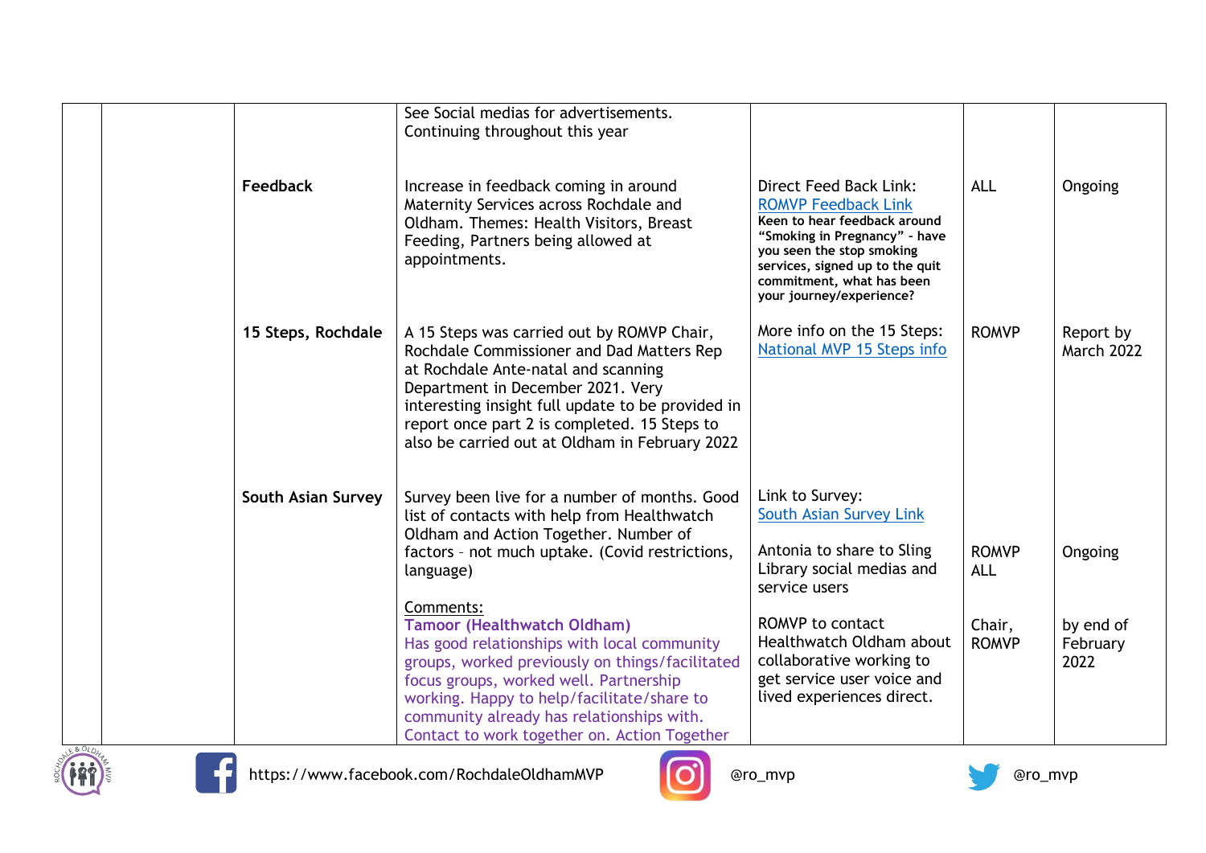| | | | | | | |
|---|---|---|---|---|---|---|
| | | | See Social medias for advertisements. Continuing throughout this year | | | |
| | | **Feedback** | Increase in feedback coming in around Maternity Services across Rochdale and Oldham. Themes: Health Visitors, Breast Feeding, Partners being allowed at appointments. | Direct Feed Back Link: ROMVP Feedback Link **Keen to hear feedback around "Smoking in Pregnancy" - have you seen the stop smoking services, signed up to the quit commitment, what has been your journey/experience?** | ALL | Ongoing |
| | | **15 Steps, Rochdale** | A 15 Steps was carried out by ROMVP Chair, Rochdale Commissioner and Dad Matters Rep at Rochdale Ante-natal and scanning Department in December 2021. Very interesting insight full update to be provided in report once part 2 is completed. 15 Steps to also be carried out at Oldham in February 2022 | More info on the 15 Steps: National MVP 15 Steps info | ROMVP | Report by March 2022 |
| | | **South Asian Survey** | Survey been live for a number of months. Good list of contacts with help from Healthwatch Oldham and Action Together. Number of factors - not much uptake. (Covid restrictions, language) | Link to Survey: South Asian Survey Link | | |
| | | | | Antonia to share to Sling Library social medias and service users | ROMVP ALL | Ongoing |
| | | | Comments: **Tamoor (Healthwatch Oldham)** Has good relationships with local community groups, worked previously on things/facilitated focus groups, worked well. Partnership working. Happy to help/facilitate/share to community already has relationships with. Contact to work together on. Action Together | ROMVP to contact Healthwatch Oldham about collaborative working to get service user voice and lived experiences direct. | Chair, ROMVP | by end of February 2022 |

https://www.facebook.com/RochdaleOldhamMVP @ro_mvp @ro_mvp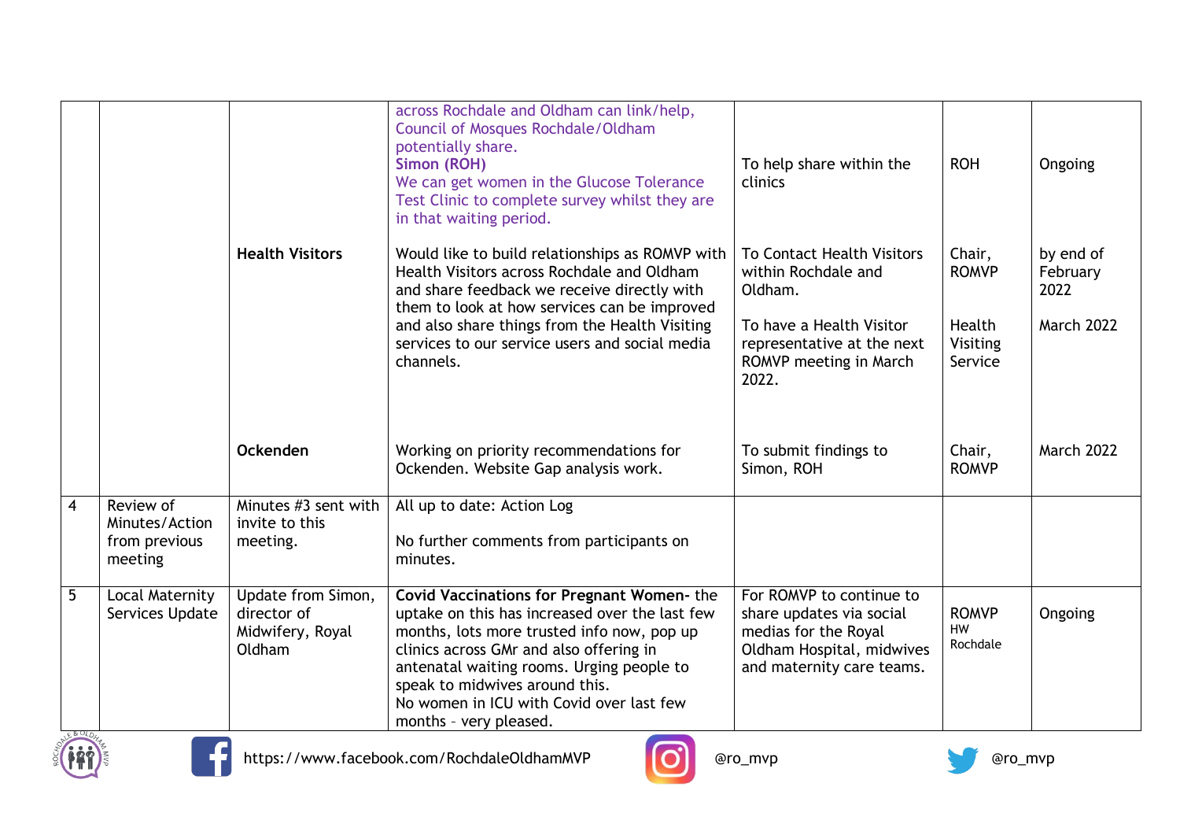| | | | | | | |
|---|---|---|---|---|---|---|
| | | | across Rochdale and Oldham can link/help, Council of Mosques Rochdale/Oldham potentially share. **Simon (ROH)** We can get women in the Glucose Tolerance Test Clinic to complete survey whilst they are in that waiting period. | To help share within the clinics | ROH | Ongoing |
| | | **Health Visitors** | Would like to build relationships as ROMVP with Health Visitors across Rochdale and Oldham and share feedback we receive directly with them to look at how services can be improved and also share things from the Health Visiting services to our service users and social media channels. | To Contact Health Visitors within Rochdale and Oldham.<br><br>To have a Health Visitor representative at the next ROMVP meeting in March 2022. | Chair, ROMVP<br><br>Health Visiting Service | by end of February 2022<br><br>March 2022 |
| | | **Ockenden** | Working on priority recommendations for Ockenden. Website Gap analysis work. | To submit findings to Simon, ROH | Chair, ROMVP | March 2022 |
| 4 | Review of Minutes/Action from previous meeting | Minutes #3 sent with invite to this meeting. | All up to date: Action Log<br><br>No further comments from participants on minutes. | | | |
| 5 | Local Maternity Services Update | Update from Simon, director of Midwifery, Royal Oldham | **Covid Vaccinations for Pregnant Women-** the uptake on this has increased over the last few months, lots more trusted info now, pop up clinics across GMr and also offering in antenatal waiting rooms. Urging people to speak to midwives around this.<br>No women in ICU with Covid over last few months – very pleased. | For ROMVP to continue to share updates via social medias for the Royal Oldham Hospital, midwives and maternity care teams. | ROMVP<br>HW Rochdale | Ongoing |

https://www.facebook.com/RochdaleOldhamMVP @ro_mvp @ro_mvp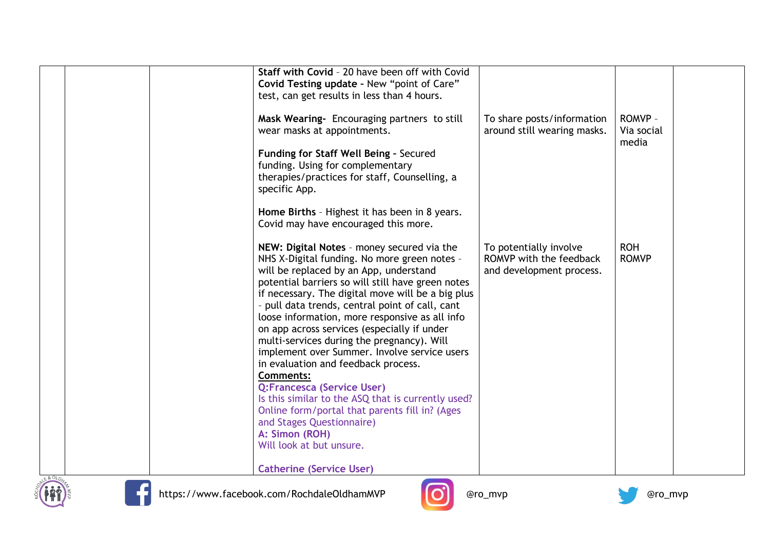| | | | | | | |
|---|---|---|---|---|---|---|
| | | | **Staff with Covid** - 20 have been off with Covid<br>**Covid Testing update** - New "point of Care" test, can get results in less than 4 hours. | | | |
| | | | **Mask Wearing-** Encouraging partners to still wear masks at appointments. | To share posts/information around still wearing masks. | ROMVP - Via social media | |
| | | | **Funding for Staff Well Being** - Secured funding. Using for complementary therapies/practices for staff, Counselling, a specific App. | | | |
| | | | **Home Births** - Highest it has been in 8 years. Covid may have encouraged this more. | | | |
| | | | **NEW: Digital Notes** - money secured via the NHS X-Digital funding. No more green notes - will be replaced by an App, understand potential barriers so will still have green notes if necessary. The digital move will be a big plus - pull data trends, central point of call, cant loose information, more responsive as all info on app across services (especially if under multi-services during the pregnancy). Will implement over Summer. Involve service users in evaluation and feedback process.<br>**Comments:**<br>**Q:Francesca (Service User)**<br>Is this similar to the ASQ that is currently used? Online form/portal that parents fill in? (Ages and Stages Questionnaire)<br>**A: Simon (ROH)**<br>Will look at but unsure.<br><br>**Catherine (Service User)** | To potentially involve ROMVP with the feedback and development process. | ROH<br>ROMVP | |

https://www.facebook.com/RochdaleOldhamMVP @ro_mvp @ro_mvp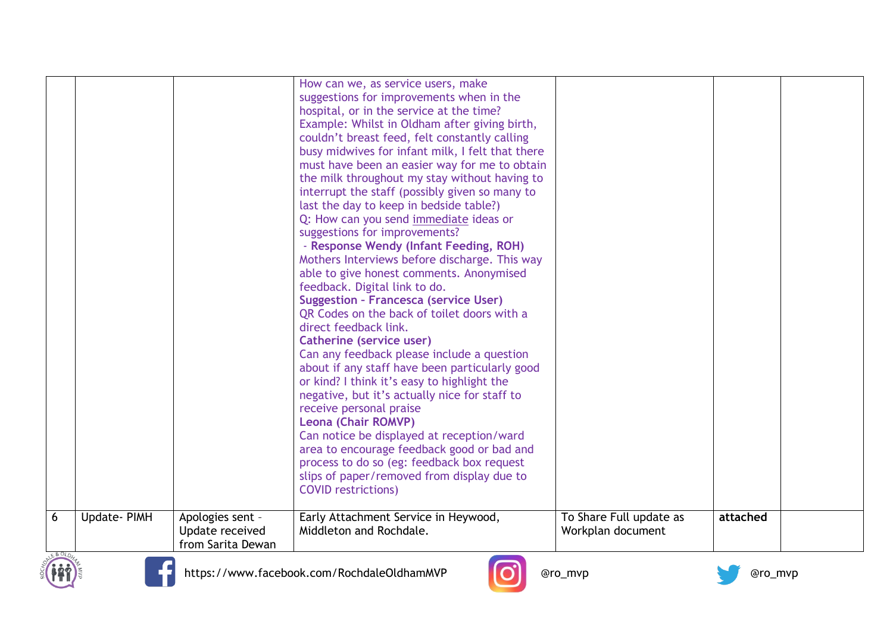| | | | | | | |
|---|---|---|---|---|---|---|
| | | | How can we, as service users, make suggestions for improvements when in the hospital, or in the service at the time? Example: Whilst in Oldham after giving birth, couldn't breast feed, felt constantly calling busy midwives for infant milk, I felt that there must have been an easier way for me to obtain the milk throughout my stay without having to interrupt the staff (possibly given so many to last the day to keep in bedside table?) Q: How can you send immediate ideas or suggestions for improvements? - **Response Wendy (Infant Feeding, ROH)** Mothers Interviews before discharge. This way able to give honest comments. Anonymised feedback. Digital link to do. **Suggestion – Francesca (service User)** QR Codes on the back of toilet doors with a direct feedback link. **Catherine (service user)** Can any feedback please include a question about if any staff have been particularly good or kind? I think it's easy to highlight the negative, but it's actually nice for staff to receive personal praise **Leona (Chair ROMVP)** Can notice be displayed at reception/ward area to encourage feedback good or bad and process to do so (eg: feedback box request slips of paper/removed from display due to COVID restrictions) | | | |
| 6 | Update- PIMH | Apologies sent – Update received from Sarita Dewan | Early Attachment Service in Heywood, Middleton and Rochdale. | To Share Full update as Workplan document | **attached** | |

https://www.facebook.com/RochdaleOldhamMVP @ro_mvp @ro_mvp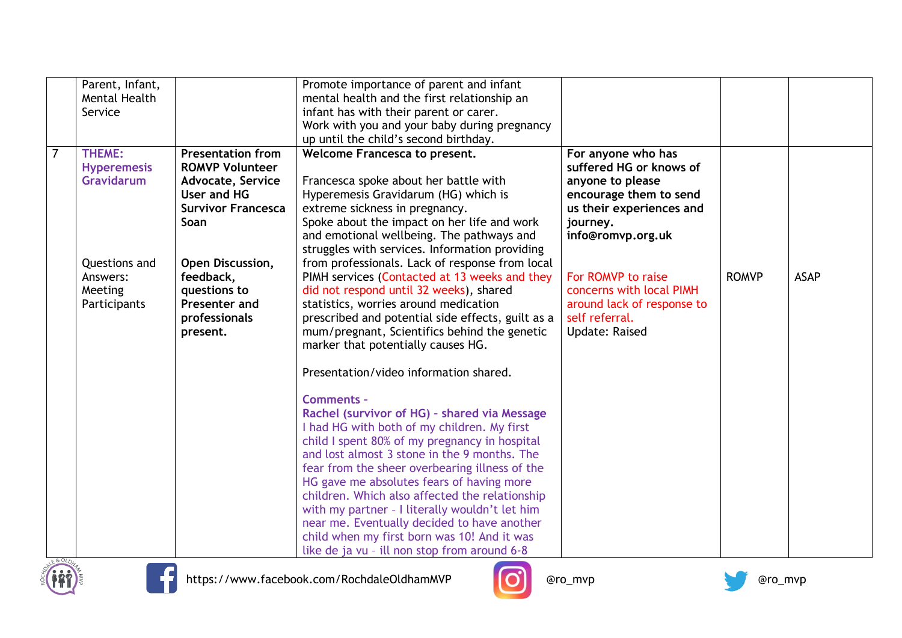| | | | | | | |
|---|---|---|---|---|---|---|
| | Parent, Infant, Mental Health Service | | Promote importance of parent and infant mental health and the first relationship an infant has with their parent or carer.<br>Work with you and your baby during pregnancy up until the child's second birthday. | | | |
| 7 | **THEME: Hyperemesis Gravidarum**<br><br>Questions and Answers: Meeting Participants | **Presentation from ROMVP Volunteer Advocate, Service User and HG Survivor Francesca Soan**<br><br>**Open Discussion, feedback, questions to Presenter and professionals present.** | **Welcome Francesca to present.**<br><br>Francesca spoke about her battle with Hyperemesis Gravidarum (HG) which is extreme sickness in pregnancy.<br>Spoke about the impact on her life and work and emotional wellbeing. The pathways and struggles with services. Information providing from professionals. Lack of response from local PIMH services (Contacted at 13 weeks and they did not respond until 32 weeks), shared statistics, worries around medication prescribed and potential side effects, guilt as a mum/pregnant, Scientifics behind the genetic marker that potentially causes HG.<br><br>Presentation/video information shared.<br><br>**Comments –**<br>**Rachel (survivor of HG) – shared via Message**<br>I had HG with both of my children. My first child I spent 80% of my pregnancy in hospital and lost almost 3 stone in the 9 months. The fear from the sheer overbearing illness of the HG gave me absolutes fears of having more children. Which also affected the relationship with my partner – I literally wouldn't let him near me. Eventually decided to have another child when my first born was 10! And it was like de ja vu – ill non stop from around 6-8 | **For anyone who has suffered HG or knows of anyone to please encourage them to send us their experiences and journey. info@romvp.org.uk**<br><br>For ROMVP to raise concerns with local PIMH around lack of response to self referral.<br>Update: Raised | ROMVP | ASAP |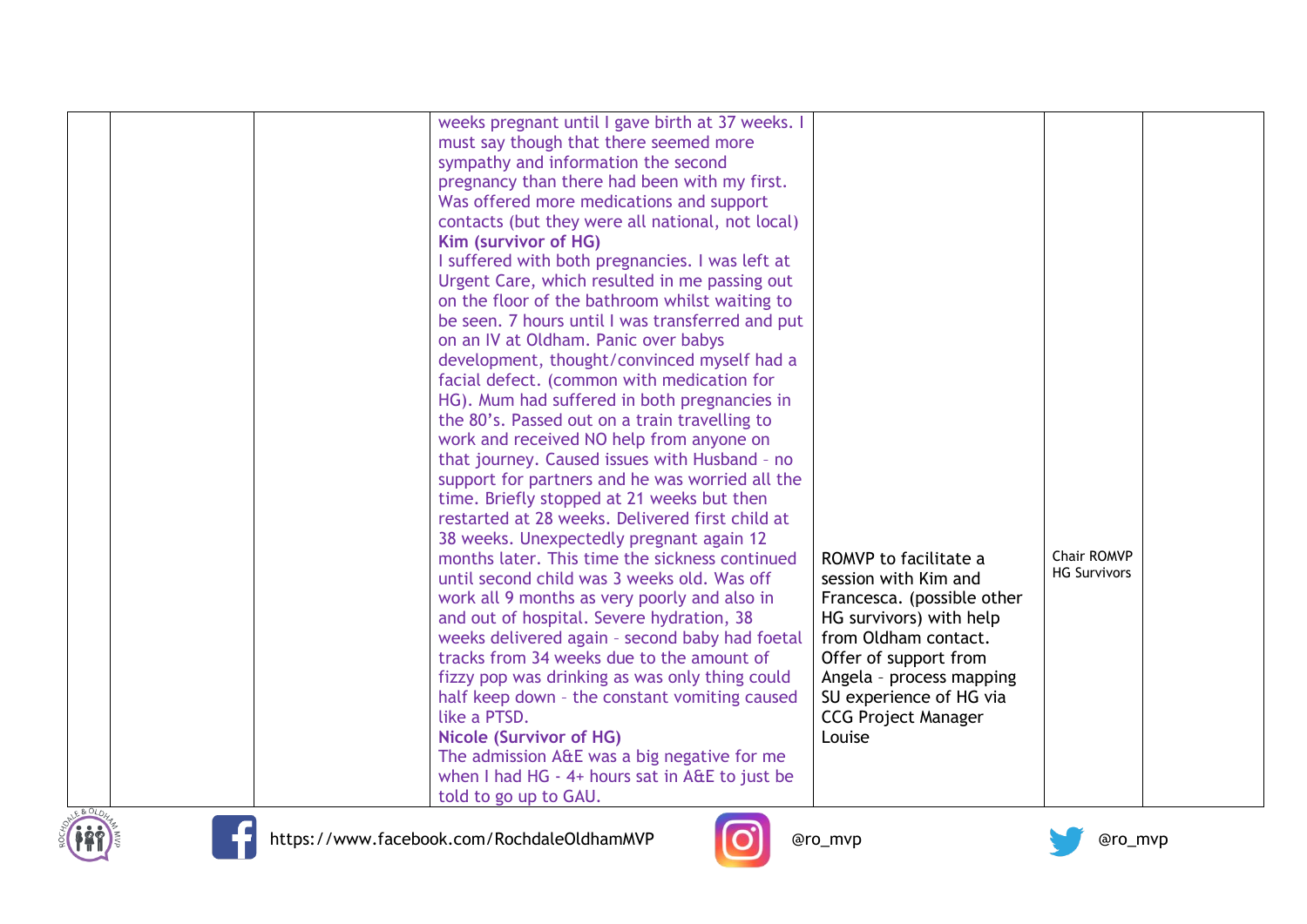|  |  |  | weeks pregnant until I gave birth at 37 weeks. I must say though that there seemed more sympathy and information the second pregnancy than there had been with my first. Was offered more medications and support contacts (but they were all national, not local)<br>**Kim (survivor of HG)**<br>I suffered with both pregnancies. I was left at Urgent Care, which resulted in me passing out on the floor of the bathroom whilst waiting to be seen. 7 hours until I was transferred and put on an IV at Oldham. Panic over babys development, thought/convinced myself had a facial defect. (common with medication for HG). Mum had suffered in both pregnancies in the 80's. Passed out on a train travelling to work and received NO help from anyone on that journey. Caused issues with Husband – no support for partners and he was worried all the time. Briefly stopped at 21 weeks but then restarted at 28 weeks. Delivered first child at 38 weeks. Unexpectedly pregnant again 12 months later. This time the sickness continued until second child was 3 weeks old. Was off work all 9 months as very poorly and also in and out of hospital. Severe hydration, 38 weeks delivered again – second baby had foetal tracks from 34 weeks due to the amount of fizzy pop was drinking as was only thing could half keep down – the constant vomiting caused like a PTSD.<br>**Nicole (Survivor of HG)**<br>The admission A&E was a big negative for me when I had HG - 4+ hours sat in A&E to just be told to go up to GAU. | ROMVP to facilitate a session with Kim and Francesca. (possible other HG survivors) with help from Oldham contact. Offer of support from Angela – process mapping SU experience of HG via CCG Project Manager Louise | Chair ROMVP<br>HG Survivors |  |
|---|---|---|---|---|---|---|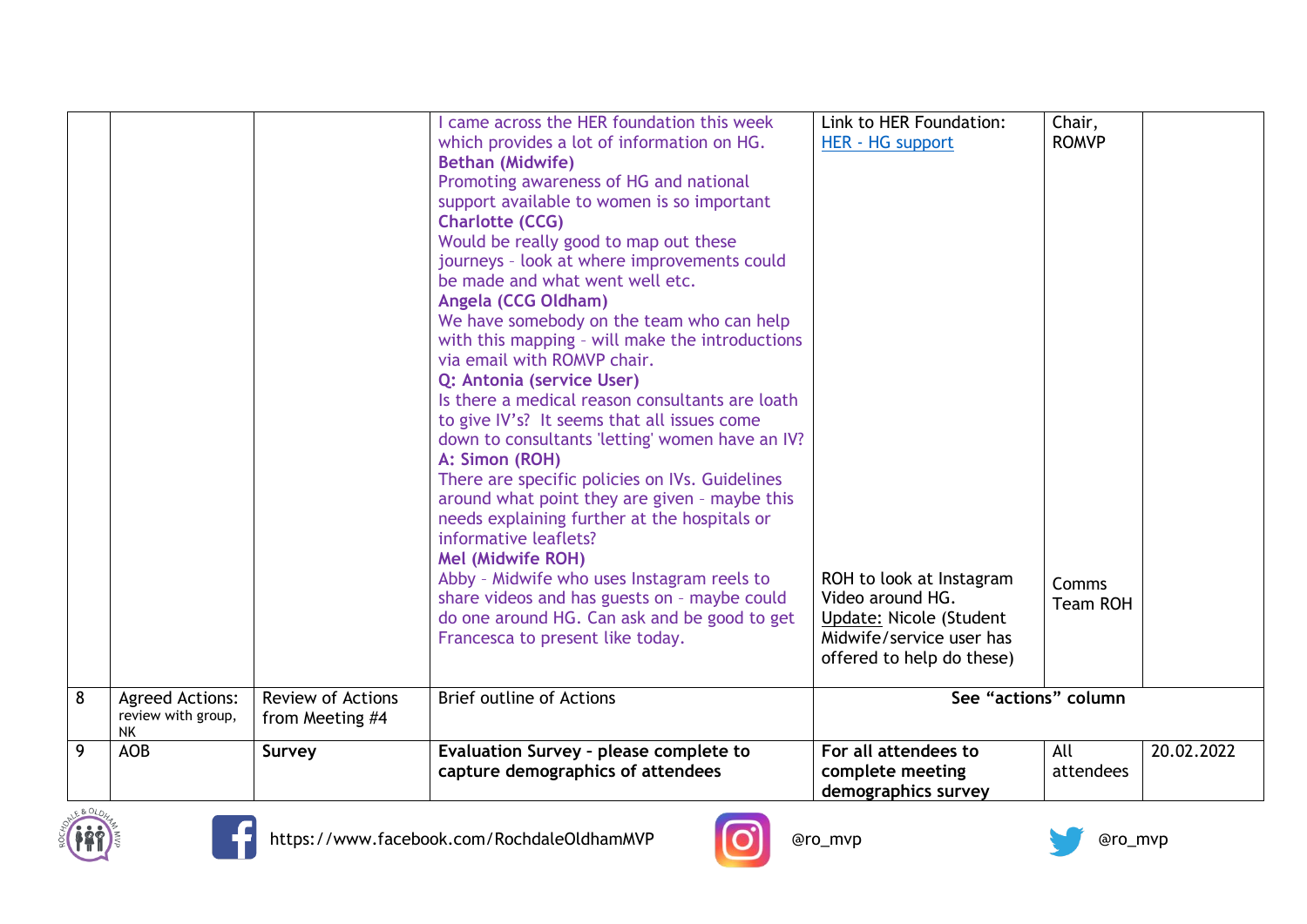| | | | | | | |
|---|---|---|---|---|---|---|
| | | | I came across the HER foundation this week which provides a lot of information on HG.<br>**Bethan (Midwife)**<br>Promoting awareness of HG and national support available to women is so important<br>**Charlotte (CCG)**<br>Would be really good to map out these journeys – look at where improvements could be made and what went well etc.<br>**Angela (CCG Oldham)**<br>We have somebody on the team who can help with this mapping – will make the introductions via email with ROMVP chair.<br>**Q: Antonia (service User)**<br>Is there a medical reason consultants are loath to give IV's? It seems that all issues come down to consultants 'letting' women have an IV?<br>**A: Simon (ROH)**<br>There are specific policies on IVs. Guidelines around what point they are given – maybe this needs explaining further at the hospitals or informative leaflets?<br>**Mel (Midwife ROH)**<br>Abby – Midwife who uses Instagram reels to share videos and has guests on – maybe could do one around HG. Can ask and be good to get Francesca to present like today. | Link to HER Foundation: [HER - HG support]<br><br>ROH to look at Instagram Video around HG.<br>Update: Nicole (Student Midwife/service user has offered to help do these) | Chair, ROMVP<br><br>Comms Team ROH | |
| 8 | Agreed Actions: review with group, NK | Review of Actions from Meeting #4 | Brief outline of Actions | **See "actions" column** | | |
| 9 | AOB | **Survey** | **Evaluation Survey – please complete to capture demographics of attendees** | **For all attendees to complete meeting demographics survey** | All attendees | 20.02.2022 |

https://www.facebook.com/RochdaleOldhamMVP @ro_mvp @ro_mvp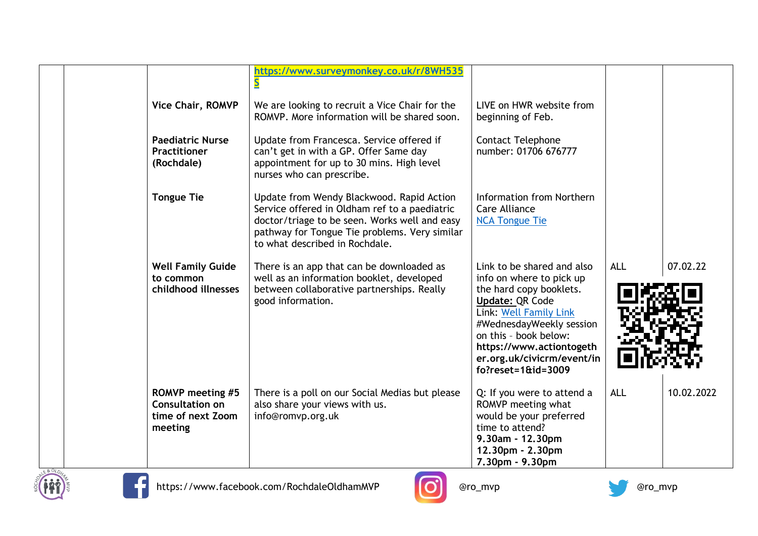|  |  | Item | Details | Action | By | Date |
|---|---|---|---|---|---|---|
|  |  |  | https://www.surveymonkey.co.uk/r/8WH535S |  |  |  |
|  |  | **Vice Chair, ROMVP** | We are looking to recruit a Vice Chair for the ROMVP. More information will be shared soon. | LIVE on HWR website from beginning of Feb. |  |  |
|  |  | **Paediatric Nurse Practitioner (Rochdale)** | Update from Francesca. Service offered if can't get in with a GP. Offer Same day appointment for up to 30 mins. High level nurses who can prescribe. | Contact Telephone number: 01706 676777 |  |  |
|  |  | **Tongue Tie** | Update from Wendy Blackwood. Rapid Action Service offered in Oldham ref to a paediatric doctor/triage to be seen. Works well and easy pathway for Tongue Tie problems. Very similar to what described in Rochdale. | Information from Northern Care Alliance NCA Tongue Tie |  |  |
|  |  | **Well Family Guide to common childhood illnesses** | There is an app that can be downloaded as well as an information booklet, developed between collaborative partnerships. Really good information. | Link to be shared and also info on where to pick up the hard copy booklets. **Update:** QR Code Link: Well Family Link #WednesdayWeekly session on this – book below: **https://www.actiontogether.org.uk/civicrm/event/info?reset=1&id=3009** | ALL | 07.02.22 |
|  |  | **ROMVP meeting #5 Consultation on time of next Zoom meeting** | There is a poll on our Social Medias but please also share your views with us. info@romvp.org.uk | Q: If you were to attend a ROMVP meeting what would be your preferred time to attend? **9.30am - 12.30pm** **12.30pm - 2.30pm** **7.30pm - 9.30pm** | ALL | 10.02.2022 |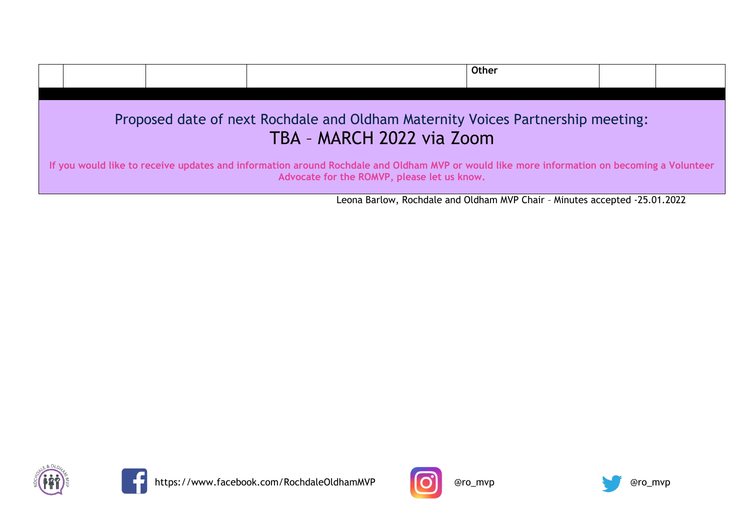| | | | | | | |
|---|---|---|---|---|---|---|
| | | | | **Other** | | |

Proposed date of next Rochdale and Oldham Maternity Voices Partnership meeting:

TBA – MARCH 2022 via Zoom

**If you would like to receive updates and information around Rochdale and Oldham MVP or would like more information on becoming a Volunteer Advocate for the ROMVP, please let us know.**

Leona Barlow, Rochdale and Oldham MVP Chair – Minutes accepted -25.01.2022

https://www.facebook.com/RochdaleOldhamMVP @ro_mvp @ro_mvp